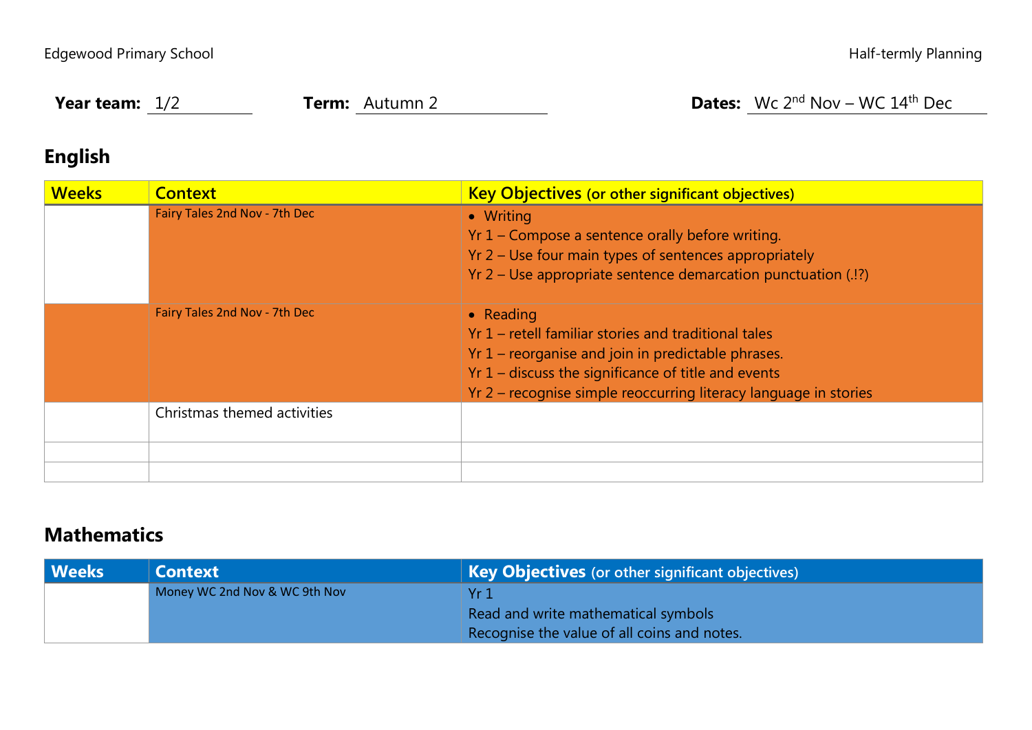Edgewood Primary School | Half-termly Planning

**Year team:** 1/2 **Term:** Autumn 2 **Dates:** Wc 2nd Nov – WC 14th Dec

## English

| Weeks | Context | Key Objectives (or other significant objectives) |
|---|---|---|
| | Fairy Tales 2nd Nov - 7th Dec | • Writing<br>Yr 1 – Compose a sentence orally before writing.<br>Yr 2 – Use four main types of sentences appropriately<br>Yr 2 – Use appropriate sentence demarcation punctuation (.!?) |
| | Fairy Tales 2nd Nov - 7th Dec | • Reading<br>Yr 1 – retell familiar stories and traditional tales<br>Yr 1 – reorganise and join in predictable phrases.<br>Yr 1 – discuss the significance of title and events<br>Yr 2 – recognise simple reoccurring literacy language in stories |
| | Christmas themed activities | |
| | | |
| | | |

## Mathematics

| Weeks | Context | Key Objectives (or other significant objectives) |
|---|---|---|
| | Money WC 2nd Nov & WC 9th Nov | Yr 1<br>Read and write mathematical symbols<br>Recognise the value of all coins and notes. |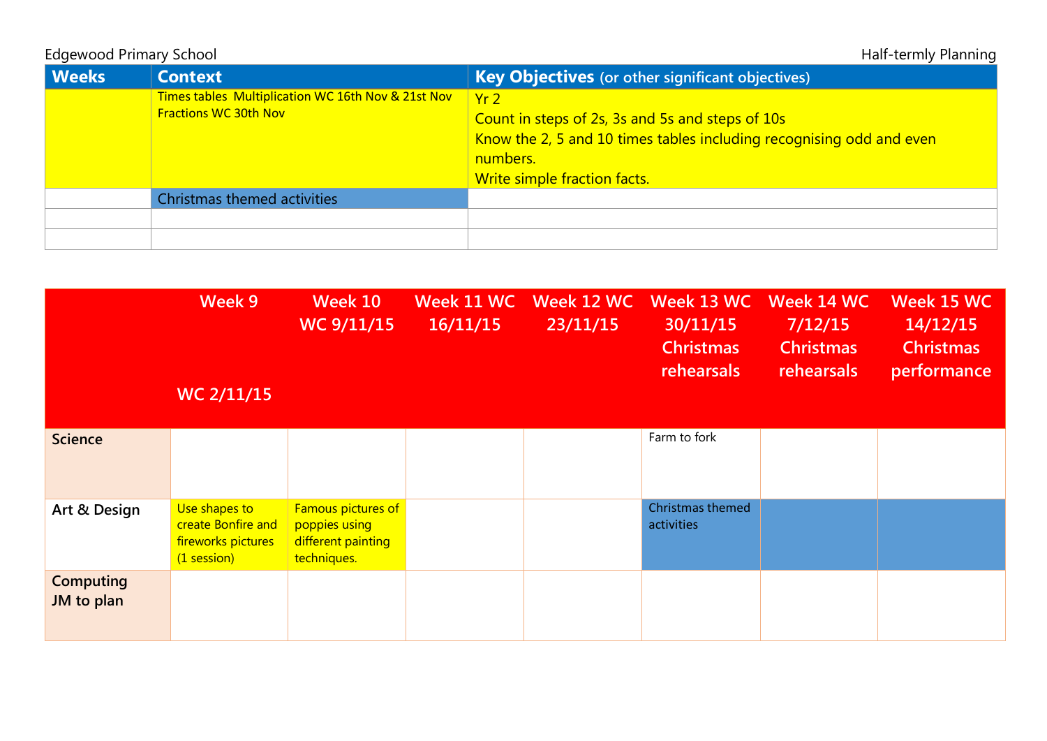Edgewood Primary School

Half-termly Planning

| Weeks | Context | Key Objectives (or other significant objectives) |
|---|---|---|
| | Times tables Multiplication WC 16th Nov & 21st Nov<br>Fractions WC 30th Nov | Yr 2<br>Count in steps of 2s, 3s and 5s and steps of 10s<br>Know the 2, 5 and 10 times tables including recognising odd and even numbers.<br>Write simple fraction facts. |
| | Christmas themed activities | |
| | | |
| | | |

| | Week 9 WC 2/11/15 | Week 10 WC 9/11/15 | Week 11 WC 16/11/15 | Week 12 WC 23/11/15 | Week 13 WC 30/11/15 Christmas rehearsals | Week 14 WC 7/12/15 Christmas rehearsals | Week 15 WC 14/12/15 Christmas performance |
|---|---|---|---|---|---|---|---|
| **Science** | | | | | Farm to fork | | |
| **Art & Design** | Use shapes to create Bonfire and fireworks pictures (1 session) | Famous pictures of poppies using different painting techniques. | | | Christmas themed activities | | |
| **Computing JM to plan** | | | | | | | |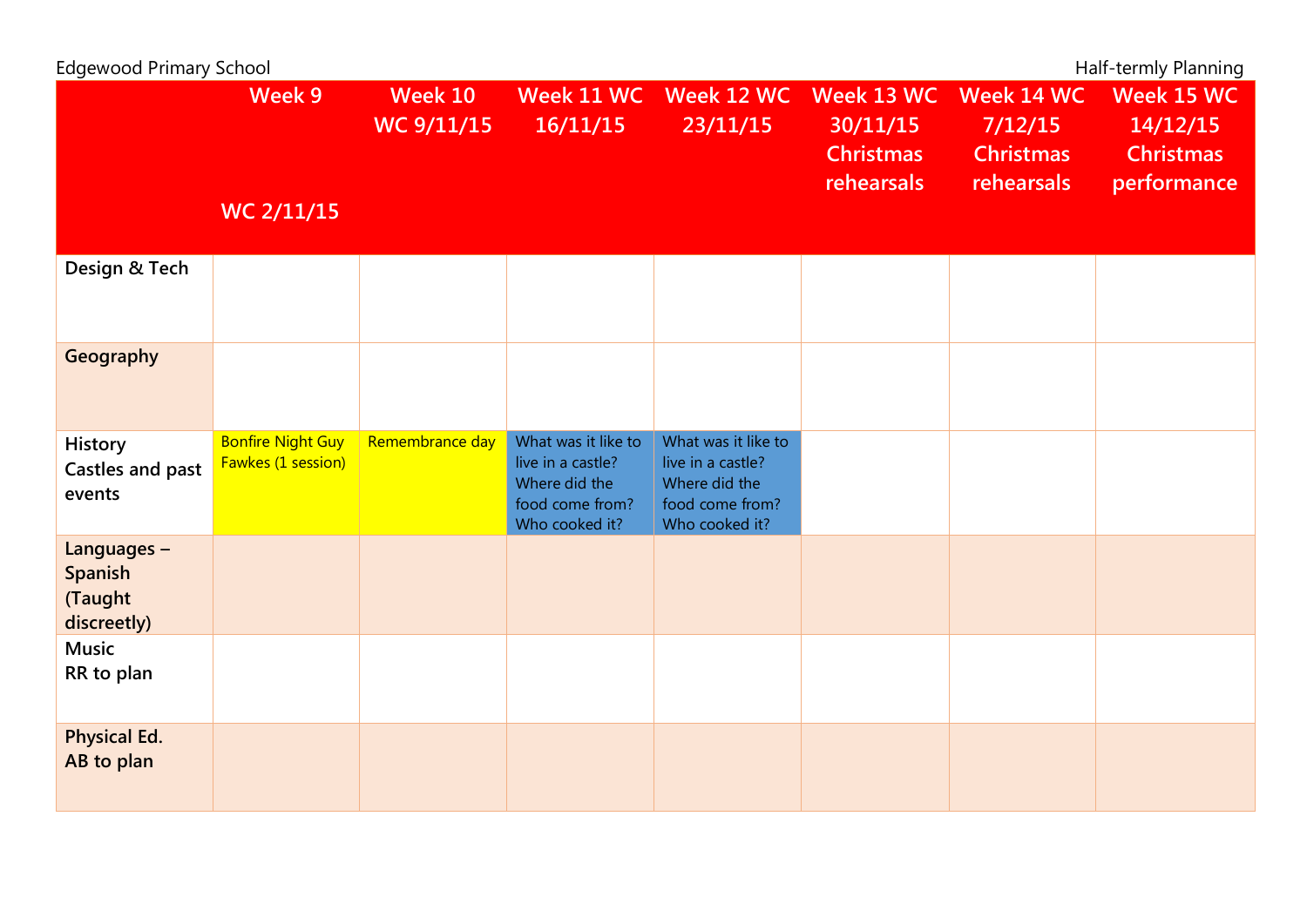Edgewood Primary School — Half-termly Planning

| | Week 9 WC 2/11/15 | Week 10 WC 9/11/15 | Week 11 WC 16/11/15 | Week 12 WC 23/11/15 | Week 13 WC 30/11/15 Christmas rehearsals | Week 14 WC 7/12/15 Christmas rehearsals | Week 15 WC 14/12/15 Christmas performance |
|---|---|---|---|---|---|---|---|
| **Design & Tech** | | | | | | | |
| **Geography** | | | | | | | |
| **History Castles and past events** | Bonfire Night Guy Fawkes (1 session) | Remembrance day | What was it like to live in a castle? Where did the food come from? Who cooked it? | What was it like to live in a castle? Where did the food come from? Who cooked it? | | | |
| **Languages – Spanish (Taught discreetly)** | | | | | | | |
| **Music RR to plan** | | | | | | | |
| **Physical Ed. AB to plan** | | | | | | | |